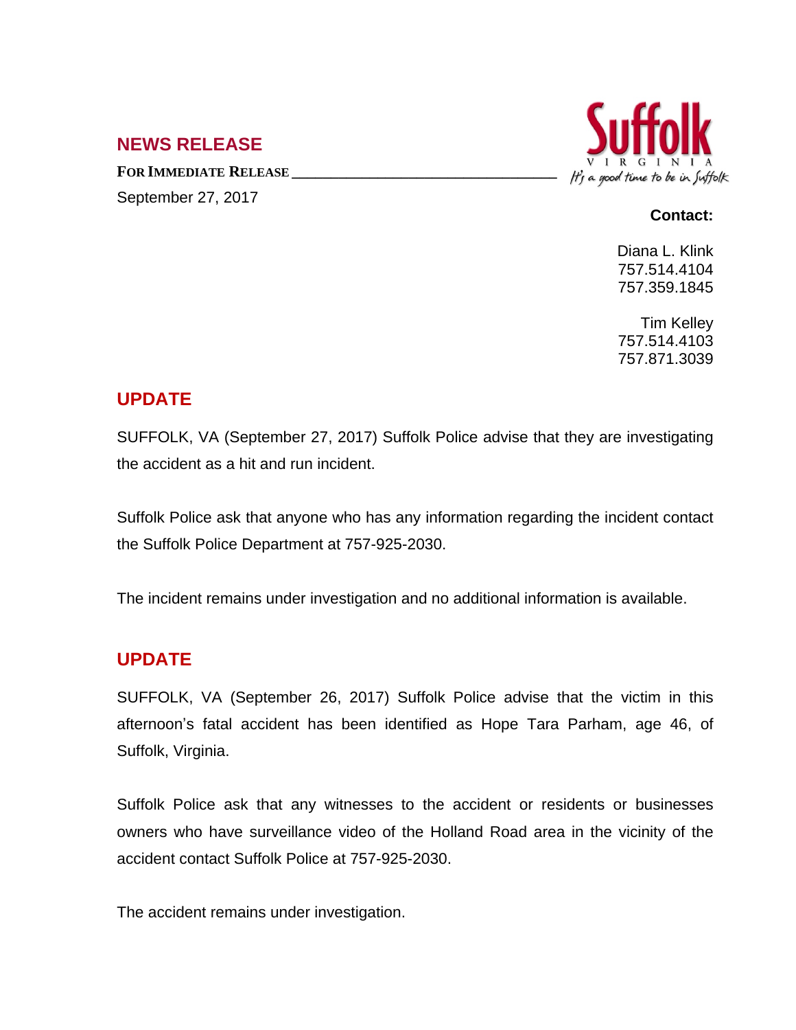## NEWS RELEASE

**FOR IMMEDIATE RELEASE**

September 27, 2017

Suffolk
VIRGINIA
It's a good time to be in Suffolk

**Contact:**

Diana L. Klink
757.514.4104
757.359.1845

Tim Kelley
757.514.4103
757.871.3039

## UPDATE

SUFFOLK, VA (September 27, 2017) Suffolk Police advise that they are investigating the accident as a hit and run incident.

Suffolk Police ask that anyone who has any information regarding the incident contact the Suffolk Police Department at 757-925-2030.

The incident remains under investigation and no additional information is available.

## UPDATE

SUFFOLK, VA (September 26, 2017) Suffolk Police advise that the victim in this afternoon's fatal accident has been identified as Hope Tara Parham, age 46, of Suffolk, Virginia.

Suffolk Police ask that any witnesses to the accident or residents or businesses owners who have surveillance video of the Holland Road area in the vicinity of the accident contact Suffolk Police at 757-925-2030.

The accident remains under investigation.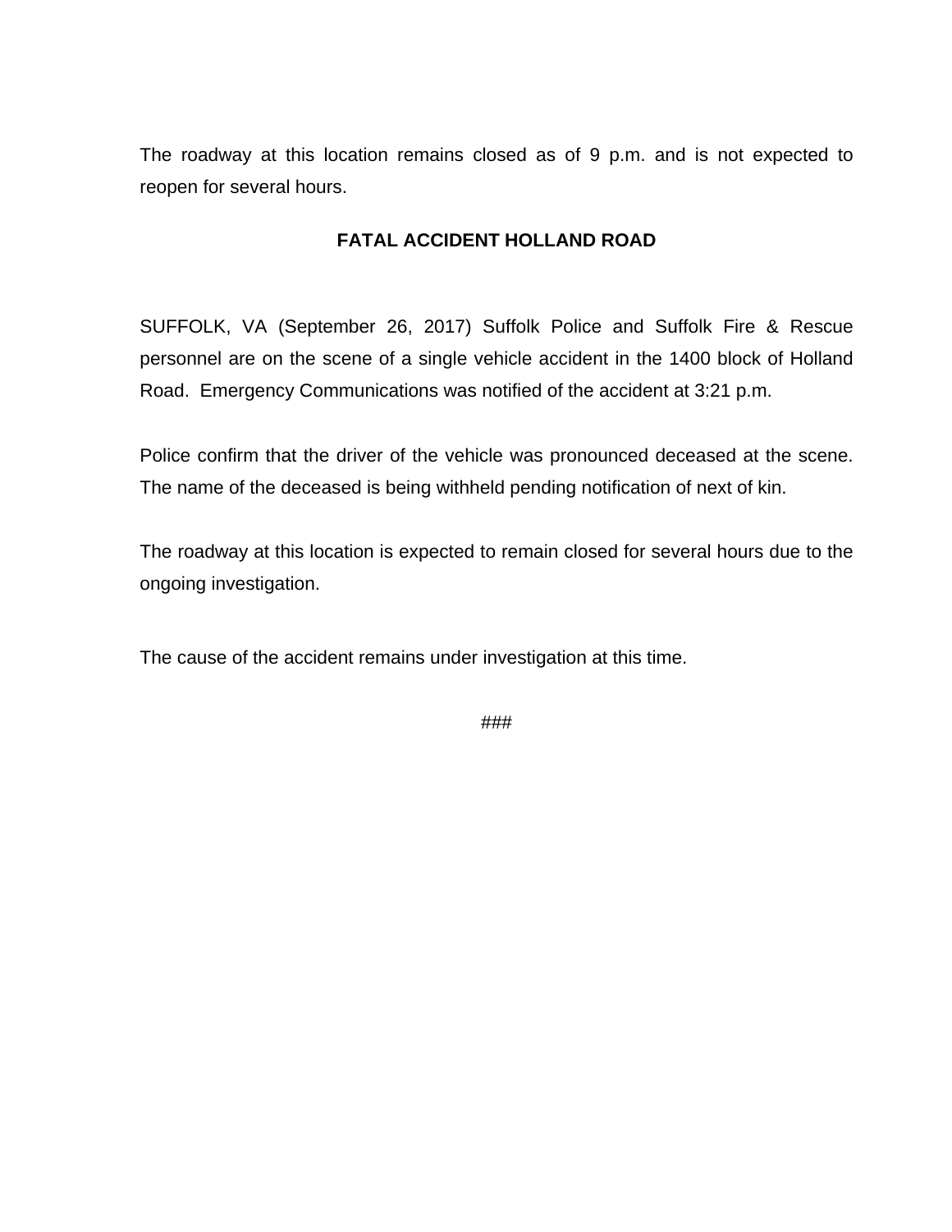The roadway at this location remains closed as of 9 p.m. and is not expected to reopen for several hours.

**FATAL ACCIDENT HOLLAND ROAD**

SUFFOLK, VA (September 26, 2017) Suffolk Police and Suffolk Fire & Rescue personnel are on the scene of a single vehicle accident in the 1400 block of Holland Road. Emergency Communications was notified of the accident at 3:21 p.m.

Police confirm that the driver of the vehicle was pronounced deceased at the scene. The name of the deceased is being withheld pending notification of next of kin.

The roadway at this location is expected to remain closed for several hours due to the ongoing investigation.

The cause of the accident remains under investigation at this time.

###